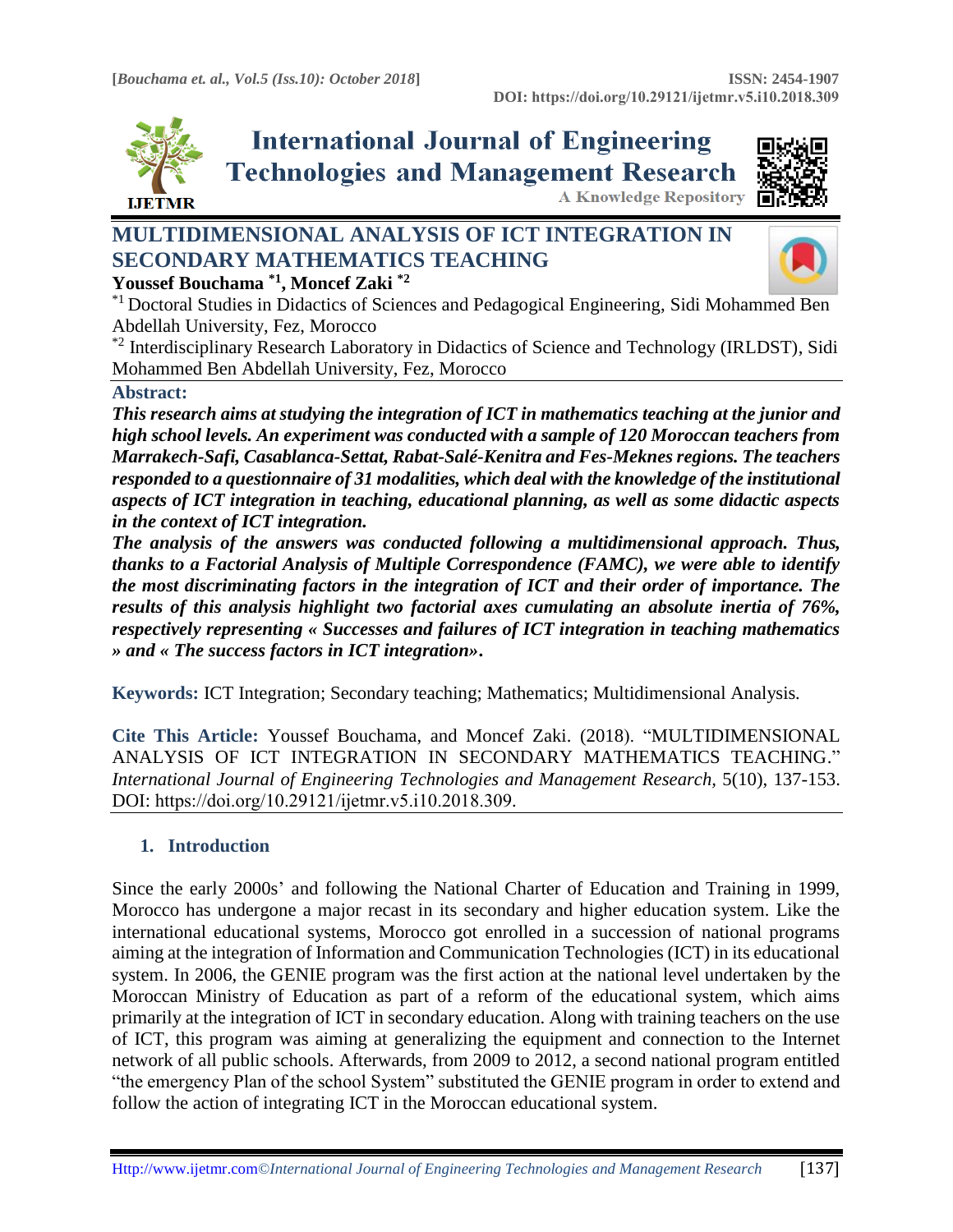# MULTIDIMENSIONAL ANALYSIS OF ICT INTEGRATION IN SECONDARY MATHEMATICS TEACHING

**Youssef Bouchama [*1], Moncef Zaki [*2]**

[*1] Doctoral Studies in Didactics of Sciences and Pedagogical Engineering, Sidi Mohammed Ben Abdellah University, Fez, Morocco

[*2] Interdisciplinary Research Laboratory in Didactics of Science and Technology (IRLDST), Sidi Mohammed Ben Abdellah University, Fez, Morocco

**Abstract:**

***This research aims at studying the integration of ICT in mathematics teaching at the junior and high school levels. An experiment was conducted with a sample of 120 Moroccan teachers from Marrakech-Safi, Casablanca-Settat, Rabat-Salé-Kenitra and Fes-Meknes regions. The teachers responded to a questionnaire of 31 modalities, which deal with the knowledge of the institutional aspects of ICT integration in teaching, educational planning, as well as some didactic aspects in the context of ICT integration.***

***The analysis of the answers was conducted following a multidimensional approach. Thus, thanks to a Factorial Analysis of Multiple Correspondence (FAMC), we were able to identify the most discriminating factors in the integration of ICT and their order of importance. The results of this analysis highlight two factorial axes cumulating an absolute inertia of 76%, respectively representing « Successes and failures of ICT integration in teaching mathematics » and « The success factors in ICT integration».***

**Keywords:** ICT Integration; Secondary teaching; Mathematics; Multidimensional Analysis.

**Cite This Article:** Youssef Bouchama, and Moncef Zaki. (2018). "MULTIDIMENSIONAL ANALYSIS OF ICT INTEGRATION IN SECONDARY MATHEMATICS TEACHING." *International Journal of Engineering Technologies and Management Research,* 5(10), 137-153. DOI: https://doi.org/10.29121/ijetmr.v5.i10.2018.309.

## 1. Introduction

Since the early 2000s' and following the National Charter of Education and Training in 1999, Morocco has undergone a major recast in its secondary and higher education system. Like the international educational systems, Morocco got enrolled in a succession of national programs aiming at the integration of Information and Communication Technologies (ICT) in its educational system. In 2006, the GENIE program was the first action at the national level undertaken by the Moroccan Ministry of Education as part of a reform of the educational system, which aims primarily at the integration of ICT in secondary education. Along with training teachers on the use of ICT, this program was aiming at generalizing the equipment and connection to the Internet network of all public schools. Afterwards, from 2009 to 2012, a second national program entitled "the emergency Plan of the school System" substituted the GENIE program in order to extend and follow the action of integrating ICT in the Moroccan educational system.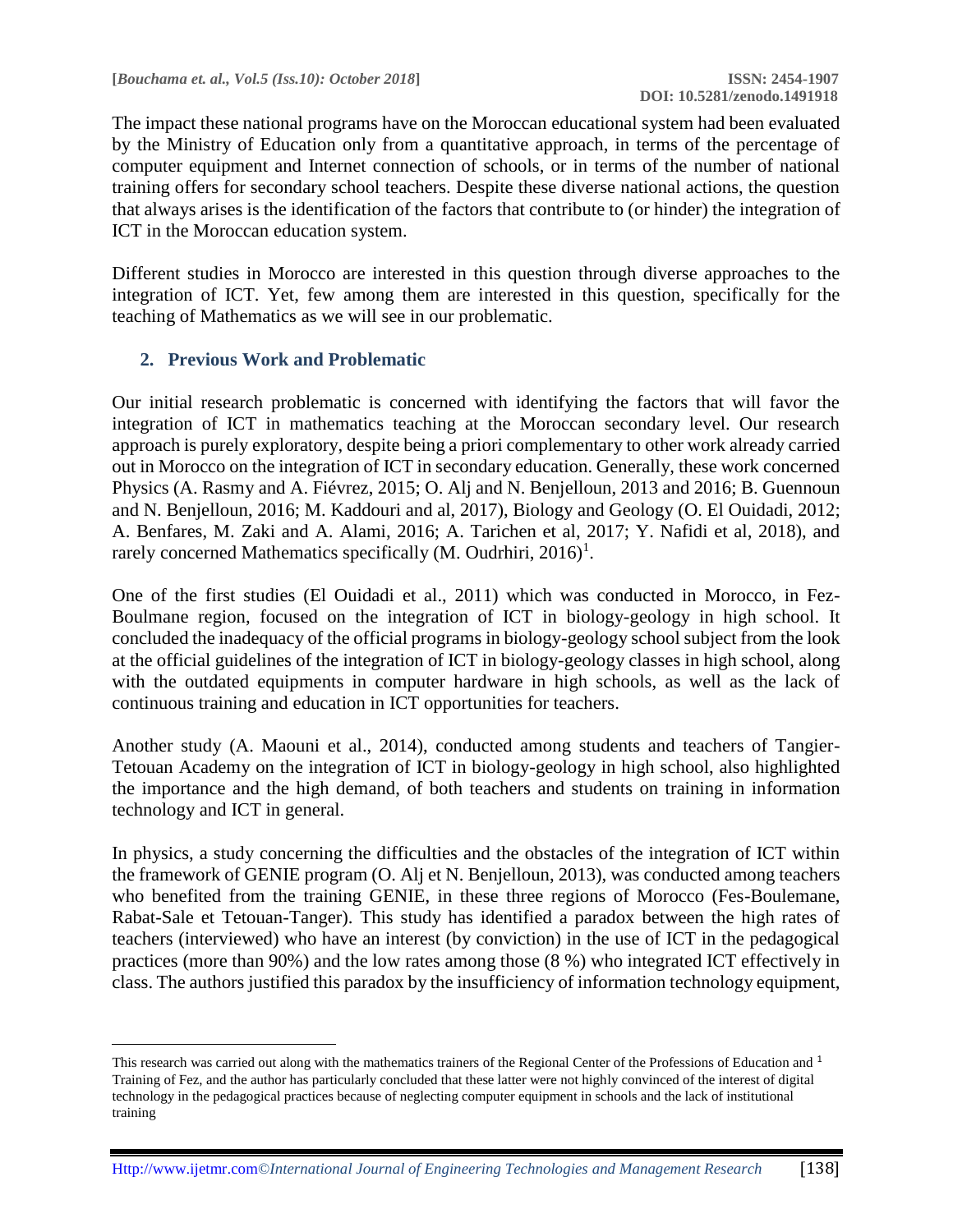The impact these national programs have on the Moroccan educational system had been evaluated by the Ministry of Education only from a quantitative approach, in terms of the percentage of computer equipment and Internet connection of schools, or in terms of the number of national training offers for secondary school teachers. Despite these diverse national actions, the question that always arises is the identification of the factors that contribute to (or hinder) the integration of ICT in the Moroccan education system.

Different studies in Morocco are interested in this question through diverse approaches to the integration of ICT. Yet, few among them are interested in this question, specifically for the teaching of Mathematics as we will see in our problematic.

## 2. Previous Work and Problematic

Our initial research problematic is concerned with identifying the factors that will favor the integration of ICT in mathematics teaching at the Moroccan secondary level. Our research approach is purely exploratory, despite being a priori complementary to other work already carried out in Morocco on the integration of ICT in secondary education. Generally, these work concerned Physics (A. Rasmy and A. Fiévrez, 2015; O. Alj and N. Benjelloun, 2013 and 2016; B. Guennoun and N. Benjelloun, 2016; M. Kaddouri and al, 2017), Biology and Geology (O. El Ouidadi, 2012; A. Benfares, M. Zaki and A. Alami, 2016; A. Tarichen et al, 2017; Y. Nafidi et al, 2018), and rarely concerned Mathematics specifically (M. Oudrhiri, 2016)[1].

One of the first studies (El Ouidadi et al., 2011) which was conducted in Morocco, in Fez-Boulmane region, focused on the integration of ICT in biology-geology in high school. It concluded the inadequacy of the official programs in biology-geology school subject from the look at the official guidelines of the integration of ICT in biology-geology classes in high school, along with the outdated equipments in computer hardware in high schools, as well as the lack of continuous training and education in ICT opportunities for teachers.

Another study (A. Maouni et al., 2014), conducted among students and teachers of Tangier-Tetouan Academy on the integration of ICT in biology-geology in high school, also highlighted the importance and the high demand, of both teachers and students on training in information technology and ICT in general.

In physics, a study concerning the difficulties and the obstacles of the integration of ICT within the framework of GENIE program (O. Alj et N. Benjelloun, 2013), was conducted among teachers who benefited from the training GENIE, in these three regions of Morocco (Fes-Boulemane, Rabat-Sale et Tetouan-Tanger). This study has identified a paradox between the high rates of teachers (interviewed) who have an interest (by conviction) in the use of ICT in the pedagogical practices (more than 90%) and the low rates among those (8 %) who integrated ICT effectively in class. The authors justified this paradox by the insufficiency of information technology equipment,

---

[1] This research was carried out along with the mathematics trainers of the Regional Center of the Professions of Education and Training of Fez, and the author has particularly concluded that these latter were not highly convinced of the interest of digital technology in the pedagogical practices because of neglecting computer equipment in schools and the lack of institutional training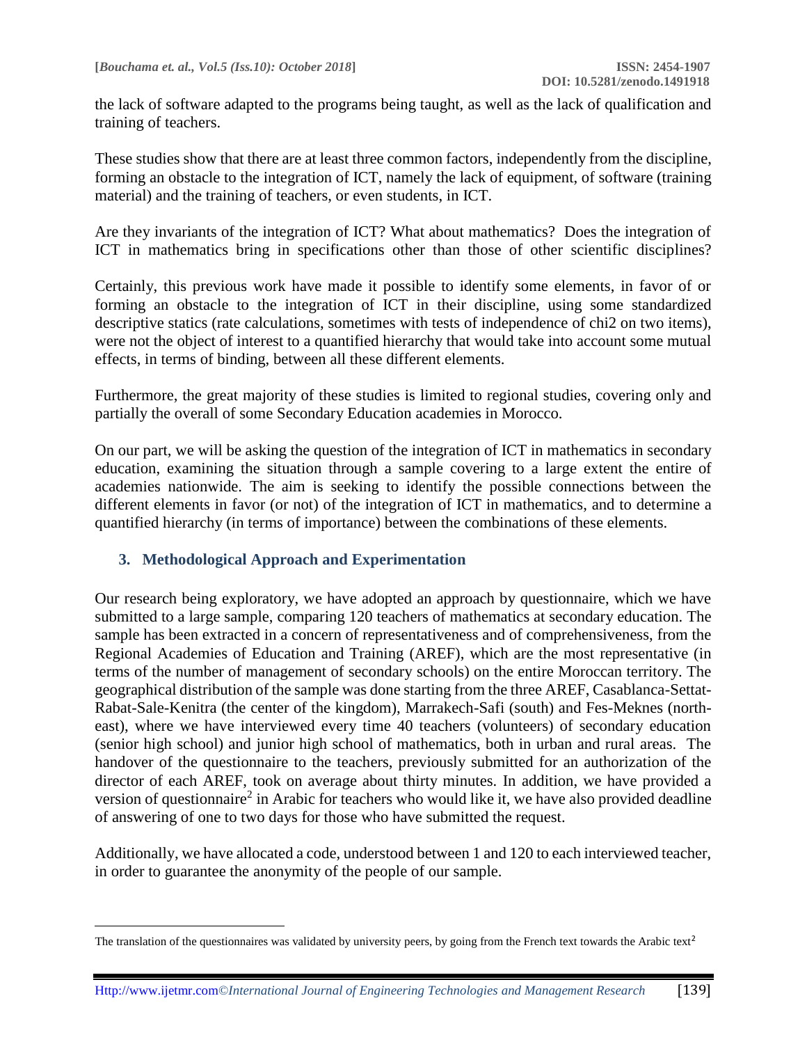the lack of software adapted to the programs being taught, as well as the lack of qualification and training of teachers.

These studies show that there are at least three common factors, independently from the discipline, forming an obstacle to the integration of ICT, namely the lack of equipment, of software (training material) and the training of teachers, or even students, in ICT.

Are they invariants of the integration of ICT? What about mathematics? Does the integration of ICT in mathematics bring in specifications other than those of other scientific disciplines?

Certainly, this previous work have made it possible to identify some elements, in favor of or forming an obstacle to the integration of ICT in their discipline, using some standardized descriptive statics (rate calculations, sometimes with tests of independence of chi2 on two items), were not the object of interest to a quantified hierarchy that would take into account some mutual effects, in terms of binding, between all these different elements.

Furthermore, the great majority of these studies is limited to regional studies, covering only and partially the overall of some Secondary Education academies in Morocco.

On our part, we will be asking the question of the integration of ICT in mathematics in secondary education, examining the situation through a sample covering to a large extent the entire of academies nationwide. The aim is seeking to identify the possible connections between the different elements in favor (or not) of the integration of ICT in mathematics, and to determine a quantified hierarchy (in terms of importance) between the combinations of these elements.

## 3. Methodological Approach and Experimentation

Our research being exploratory, we have adopted an approach by questionnaire, which we have submitted to a large sample, comparing 120 teachers of mathematics at secondary education. The sample has been extracted in a concern of representativeness and of comprehensiveness, from the Regional Academies of Education and Training (AREF), which are the most representative (in terms of the number of management of secondary schools) on the entire Moroccan territory. The geographical distribution of the sample was done starting from the three AREF, Casablanca-Settat-Rabat-Sale-Kenitra (the center of the kingdom), Marrakech-Safi (south) and Fes-Meknes (north-east), where we have interviewed every time 40 teachers (volunteers) of secondary education (senior high school) and junior high school of mathematics, both in urban and rural areas. The handover of the questionnaire to the teachers, previously submitted for an authorization of the director of each AREF, took on average about thirty minutes. In addition, we have provided a version of questionnaire[2] in Arabic for teachers who would like it, we have also provided deadline of answering of one to two days for those who have submitted the request.

Additionally, we have allocated a code, understood between 1 and 120 to each interviewed teacher, in order to guarantee the anonymity of the people of our sample.

---

The translation of the questionnaires was validated by university peers, by going from the French text towards the Arabic text[2]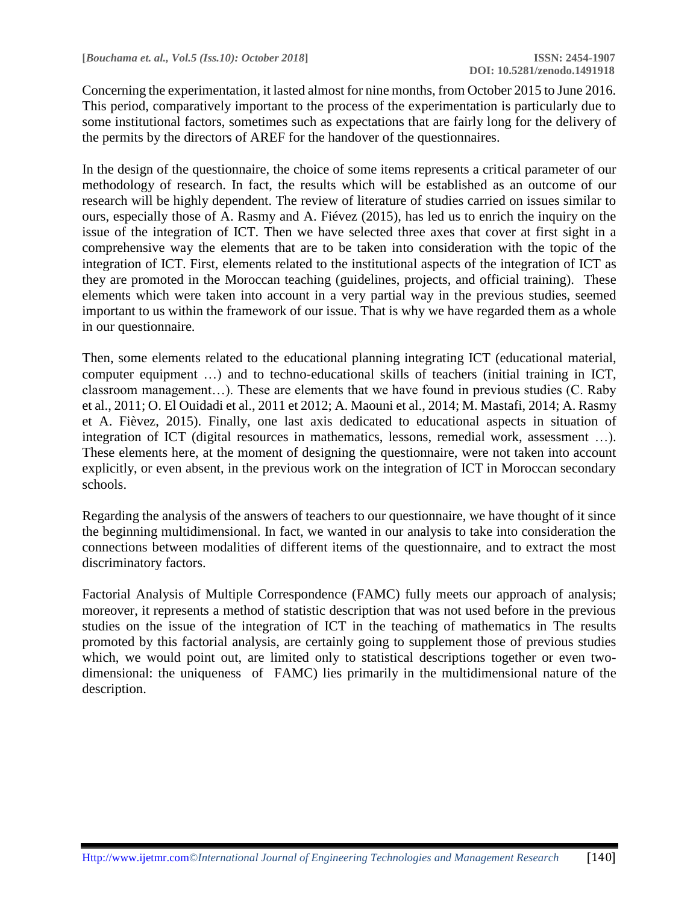Concerning the experimentation, it lasted almost for nine months, from October 2015 to June 2016. This period, comparatively important to the process of the experimentation is particularly due to some institutional factors, sometimes such as expectations that are fairly long for the delivery of the permits by the directors of AREF for the handover of the questionnaires.

In the design of the questionnaire, the choice of some items represents a critical parameter of our methodology of research. In fact, the results which will be established as an outcome of our research will be highly dependent. The review of literature of studies carried on issues similar to ours, especially those of A. Rasmy and A. Fiévez (2015), has led us to enrich the inquiry on the issue of the integration of ICT. Then we have selected three axes that cover at first sight in a comprehensive way the elements that are to be taken into consideration with the topic of the integration of ICT. First, elements related to the institutional aspects of the integration of ICT as they are promoted in the Moroccan teaching (guidelines, projects, and official training). These elements which were taken into account in a very partial way in the previous studies, seemed important to us within the framework of our issue. That is why we have regarded them as a whole in our questionnaire.

Then, some elements related to the educational planning integrating ICT (educational material, computer equipment …) and to techno-educational skills of teachers (initial training in ICT, classroom management…). These are elements that we have found in previous studies (C. Raby et al., 2011; O. El Ouidadi et al., 2011 et 2012; A. Maouni et al., 2014; M. Mastafi, 2014; A. Rasmy et A. Fièvez, 2015). Finally, one last axis dedicated to educational aspects in situation of integration of ICT (digital resources in mathematics, lessons, remedial work, assessment …). These elements here, at the moment of designing the questionnaire, were not taken into account explicitly, or even absent, in the previous work on the integration of ICT in Moroccan secondary schools.

Regarding the analysis of the answers of teachers to our questionnaire, we have thought of it since the beginning multidimensional. In fact, we wanted in our analysis to take into consideration the connections between modalities of different items of the questionnaire, and to extract the most discriminatory factors.

Factorial Analysis of Multiple Correspondence (FAMC) fully meets our approach of analysis; moreover, it represents a method of statistic description that was not used before in the previous studies on the issue of the integration of ICT in the teaching of mathematics in The results promoted by this factorial analysis, are certainly going to supplement those of previous studies which, we would point out, are limited only to statistical descriptions together or even two-dimensional: the uniqueness of FAMC) lies primarily in the multidimensional nature of the description.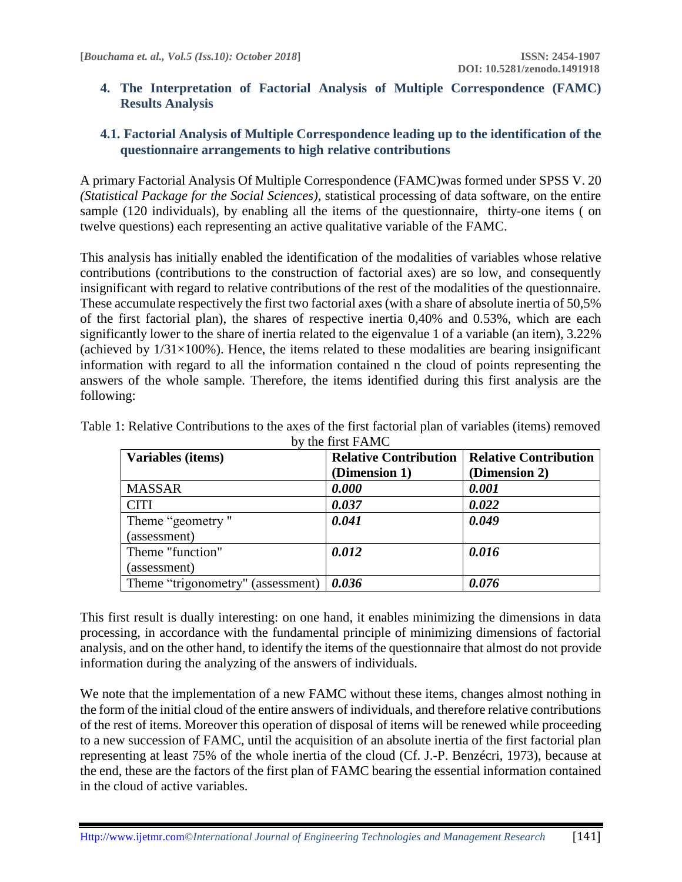## 4. The Interpretation of Factorial Analysis of Multiple Correspondence (FAMC) Results Analysis

### 4.1. Factorial Analysis of Multiple Correspondence leading up to the identification of the questionnaire arrangements to high relative contributions

A primary Factorial Analysis Of Multiple Correspondence (FAMC)was formed under SPSS V. 20 *(Statistical Package for the Social Sciences),* statistical processing of data software, on the entire sample (120 individuals), by enabling all the items of the questionnaire, thirty-one items ( on twelve questions) each representing an active qualitative variable of the FAMC.

This analysis has initially enabled the identification of the modalities of variables whose relative contributions (contributions to the construction of factorial axes) are so low, and consequently insignificant with regard to relative contributions of the rest of the modalities of the questionnaire. These accumulate respectively the first two factorial axes (with a share of absolute inertia of 50,5% of the first factorial plan), the shares of respective inertia 0,40% and 0.53%, which are each significantly lower to the share of inertia related to the eigenvalue 1 of a variable (an item), 3.22% (achieved by $1/31\times100\%$). Hence, the items related to these modalities are bearing insignificant information with regard to all the information contained n the cloud of points representing the answers of the whole sample. Therefore, the items identified during this first analysis are the following:

Table 1: Relative Contributions to the axes of the first factorial plan of variables (items) removed by the first FAMC

| Variables (items) | Relative Contribution (Dimension 1) | Relative Contribution (Dimension 2) |
|---|---|---|
| MASSAR | ***0.000*** | ***0.001*** |
| CITI | ***0.037*** | ***0.022*** |
| Theme "geometry " (assessment) | ***0.041*** | ***0.049*** |
| Theme "function" (assessment) | ***0.012*** | ***0.016*** |
| Theme "trigonometry" (assessment) | ***0.036*** | ***0.076*** |

This first result is dually interesting: on one hand, it enables minimizing the dimensions in data processing, in accordance with the fundamental principle of minimizing dimensions of factorial analysis, and on the other hand, to identify the items of the questionnaire that almost do not provide information during the analyzing of the answers of individuals.

We note that the implementation of a new FAMC without these items, changes almost nothing in the form of the initial cloud of the entire answers of individuals, and therefore relative contributions of the rest of items. Moreover this operation of disposal of items will be renewed while proceeding to a new succession of FAMC, until the acquisition of an absolute inertia of the first factorial plan representing at least 75% of the whole inertia of the cloud (Cf. J.-P. Benzécri, 1973), because at the end, these are the factors of the first plan of FAMC bearing the essential information contained in the cloud of active variables.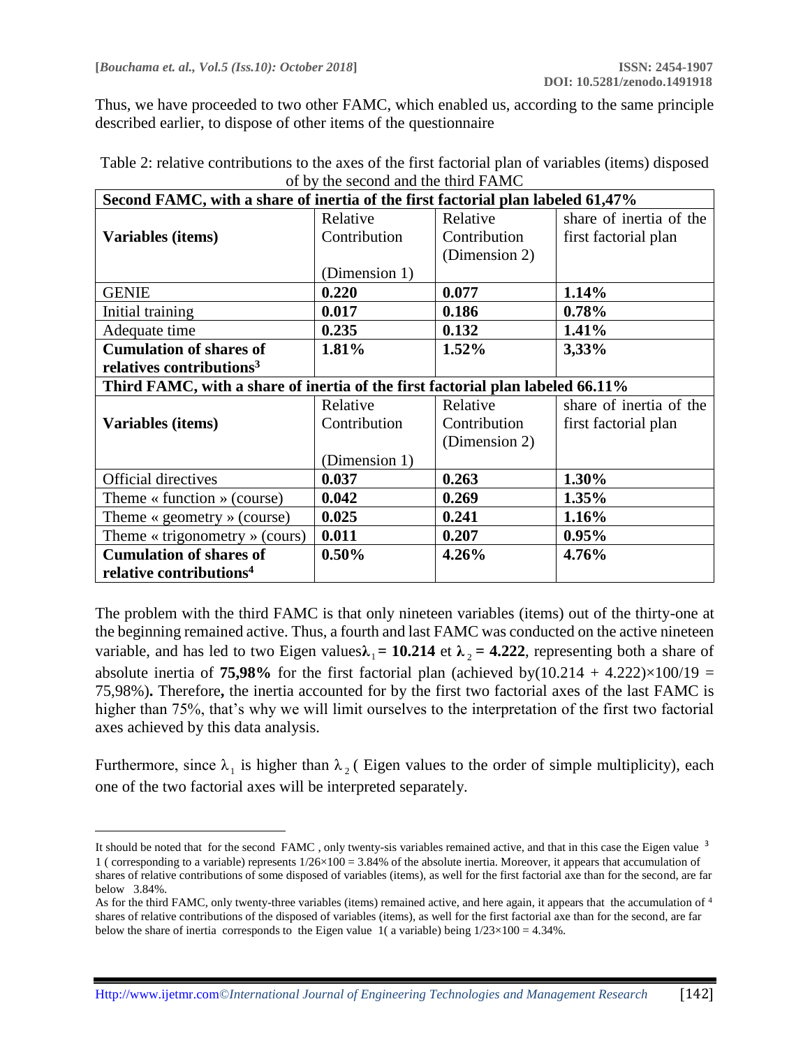Thus, we have proceeded to two other FAMC, which enabled us, according to the same principle described earlier, to dispose of other items of the questionnaire

Table 2: relative contributions to the axes of the first factorial plan of variables (items) disposed of by the second and the third FAMC

| **Second FAMC, with a share of inertia of the first factorial plan labeled 61,47%** | | | |
|---|---|---|---|
| **Variables (items)** | Relative Contribution (Dimension 1) | Relative Contribution (Dimension 2) | share of inertia of the first factorial plan |
| GENIE | **0.220** | **0.077** | **1.14%** |
| Initial training | **0.017** | **0.186** | **0.78%** |
| Adequate time | **0.235** | **0.132** | **1.41%** |
| **Cumulation of shares of relatives contributions[3]** | **1.81%** | **1.52%** | **3,33%** |
| **Third FAMC, with a share of inertia of the first factorial plan labeled 66.11%** | | | |
| **Variables (items)** | Relative Contribution (Dimension 1) | Relative Contribution (Dimension 2) | share of inertia of the first factorial plan |
| Official directives | **0.037** | **0.263** | **1.30%** |
| Theme « function » (course) | **0.042** | **0.269** | **1.35%** |
| Theme « geometry » (course) | **0.025** | **0.241** | **1.16%** |
| Theme « trigonometry » (cours) | **0.011** | **0.207** | **0.95%** |
| **Cumulation of shares of relative contributions[4]** | **0.50%** | **4.26%** | **4.76%** |

The problem with the third FAMC is that only nineteen variables (items) out of the thirty-one at the beginning remained active. Thus, a fourth and last FAMC was conducted on the active nineteen variable, and has led to two Eigen values $\lambda_1 = \mathbf{10.214}$ et $\lambda_2 = \mathbf{4.222}$, representing both a share of absolute inertia of **75,98%** for the first factorial plan (achieved by $(10.214 + 4.222)\times100/19 = 75{,}98\%$)**.** Therefore**,** the inertia accounted for by the first two factorial axes of the last FAMC is higher than 75%, that's why we will limit ourselves to the interpretation of the first two factorial axes achieved by this data analysis.

Furthermore, since $\lambda_1$ is higher than $\lambda_2$ ( Eigen values to the order of simple multiplicity), each one of the two factorial axes will be interpreted separately.

---

[3] It should be noted that for the second FAMC , only twenty-sis variables remained active, and that in this case the Eigen value 1 ( corresponding to a variable) represents $1/26\times100 = 3.84\%$ of the absolute inertia. Moreover, it appears that accumulation of shares of relative contributions of some disposed of variables (items), as well for the first factorial axe than for the second, are far below 3.84%.

[4] As for the third FAMC, only twenty-three variables (items) remained active, and here again, it appears that the accumulation of shares of relative contributions of the disposed of variables (items), as well for the first factorial axe than for the second, are far below the share of inertia corresponds to the Eigen value 1( a variable) being $1/23\times100 = 4.34\%$.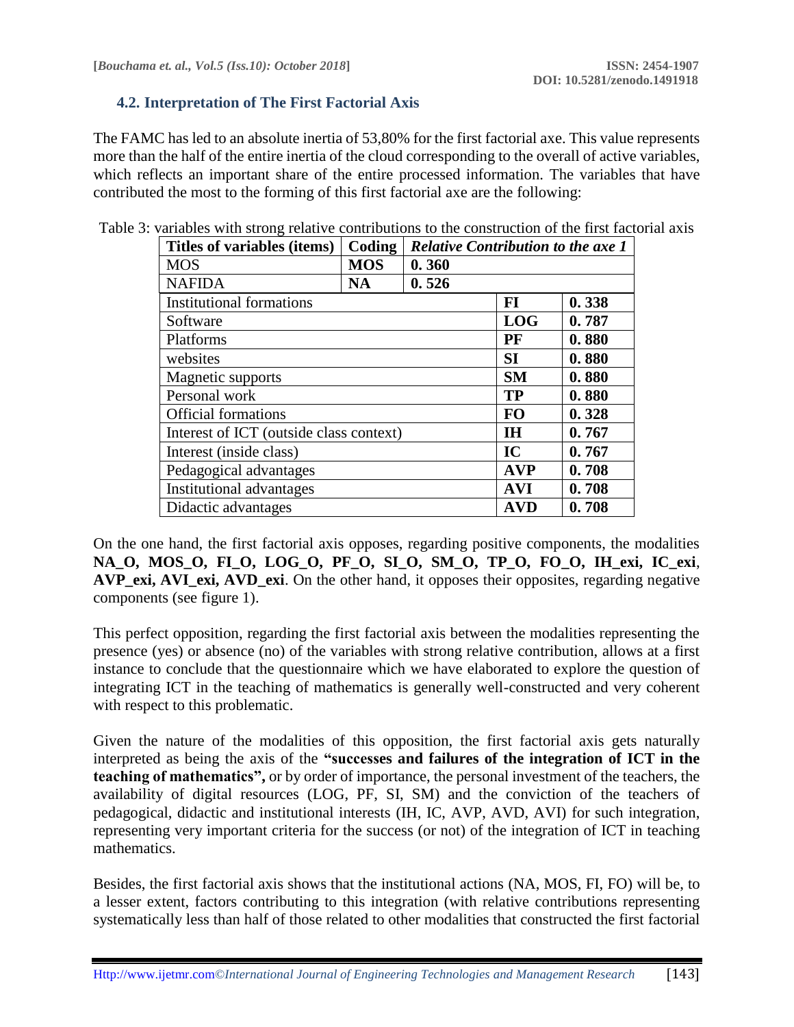### 4.2. Interpretation of The First Factorial Axis

The FAMC has led to an absolute inertia of 53,80% for the first factorial axe. This value represents more than the half of the entire inertia of the cloud corresponding to the overall of active variables, which reflects an important share of the entire processed information. The variables that have contributed the most to the forming of this first factorial axe are the following:

Table 3: variables with strong relative contributions to the construction of the first factorial axis

| Titles of variables (items) | Coding | *Relative Contribution to the axe 1* |
|---|---|---|
| MOS | **MOS** | **0. 360** |
| NAFIDA | **NA** | **0. 526** |
| Institutional formations | **FI** | **0. 338** |
| Software | **LOG** | **0. 787** |
| Platforms | **PF** | **0. 880** |
| websites | **SI** | **0. 880** |
| Magnetic supports | **SM** | **0. 880** |
| Personal work | **TP** | **0. 880** |
| Official formations | **FO** | **0. 328** |
| Interest of ICT (outside class context) | **IH** | **0. 767** |
| Interest (inside class) | **IC** | **0. 767** |
| Pedagogical advantages | **AVP** | **0. 708** |
| Institutional advantages | **AVI** | **0. 708** |
| Didactic advantages | **AVD** | **0. 708** |

On the one hand, the first factorial axis opposes, regarding positive components, the modalities **NA_O, MOS_O, FI_O, LOG_O, PF_O, SI_O, SM_O, TP_O, FO_O, IH_exi, IC_exi**, **AVP_exi, AVI_exi, AVD_exi**. On the other hand, it opposes their opposites, regarding negative components (see figure 1).

This perfect opposition, regarding the first factorial axis between the modalities representing the presence (yes) or absence (no) of the variables with strong relative contribution, allows at a first instance to conclude that the questionnaire which we have elaborated to explore the question of integrating ICT in the teaching of mathematics is generally well-constructed and very coherent with respect to this problematic.

Given the nature of the modalities of this opposition, the first factorial axis gets naturally interpreted as being the axis of the **"successes and failures of the integration of ICT in the teaching of mathematics",** or by order of importance, the personal investment of the teachers, the availability of digital resources (LOG, PF, SI, SM) and the conviction of the teachers of pedagogical, didactic and institutional interests (IH, IC, AVP, AVD, AVI) for such integration, representing very important criteria for the success (or not) of the integration of ICT in teaching mathematics.

Besides, the first factorial axis shows that the institutional actions (NA, MOS, FI, FO) will be, to a lesser extent, factors contributing to this integration (with relative contributions representing systematically less than half of those related to other modalities that constructed the first factorial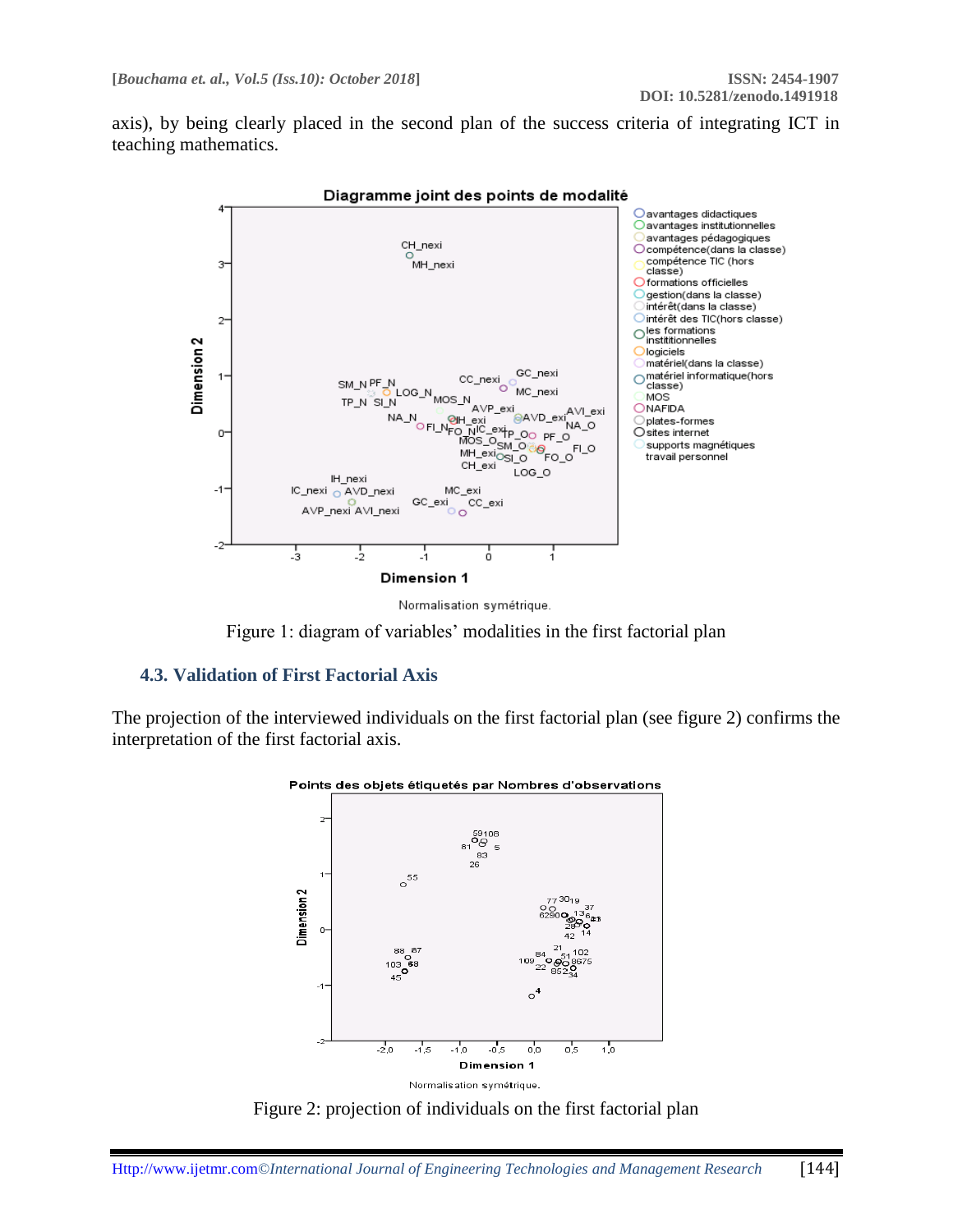axis), by being clearly placed in the second plan of the success criteria of integrating ICT in teaching mathematics.

Figure 1: diagram of variables' modalities in the first factorial plan

### 4.3. Validation of First Factorial Axis

The projection of the interviewed individuals on the first factorial plan (see figure 2) confirms the interpretation of the first factorial axis.

Figure 2: projection of individuals on the first factorial plan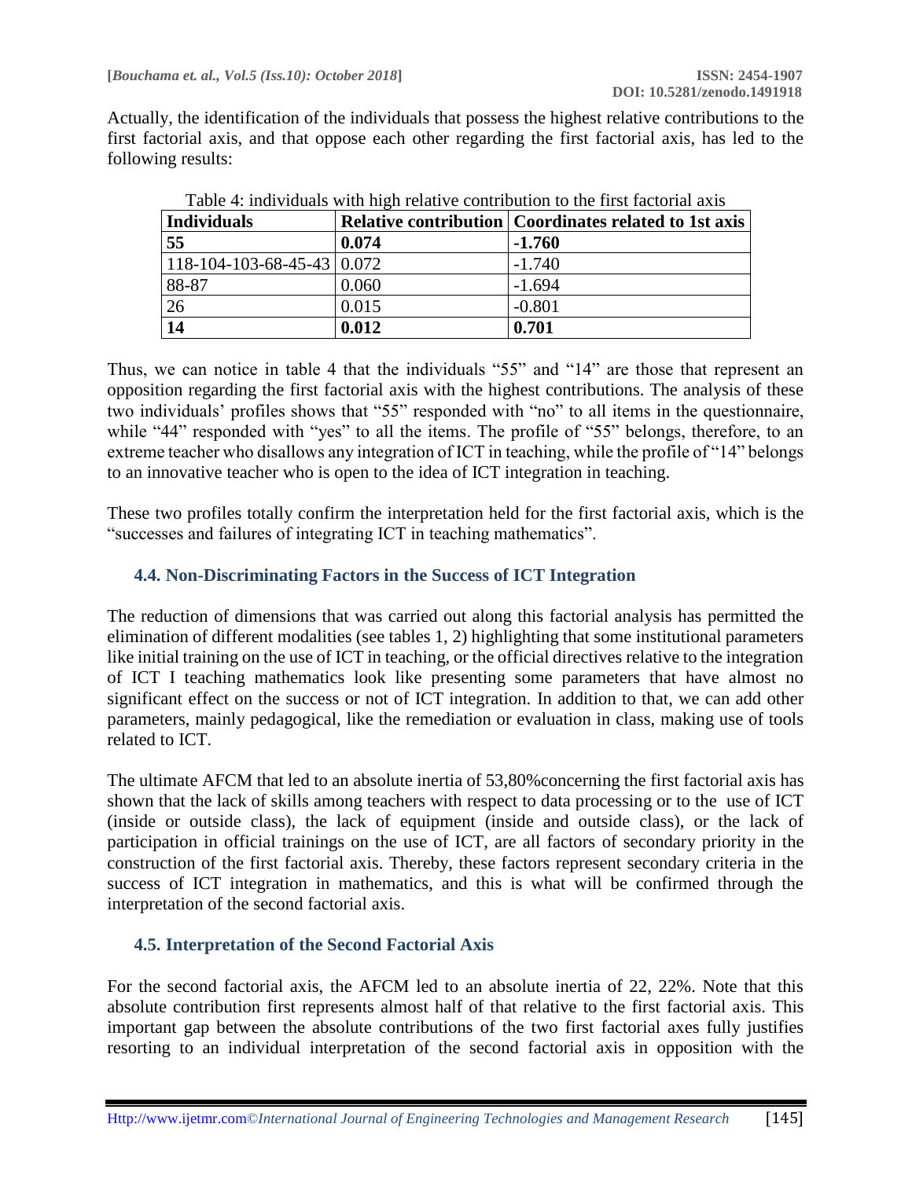Actually, the identification of the individuals that possess the highest relative contributions to the first factorial axis, and that oppose each other regarding the first factorial axis, has led to the following results:

Table 4: individuals with high relative contribution to the first factorial axis

| Individuals | Relative contribution | Coordinates related to 1st axis |
|---|---|---|
| **55** | **0.074** | **-1.760** |
| 118-104-103-68-45-43 | 0.072 | -1.740 |
| 88-87 | 0.060 | -1.694 |
| 26 | 0.015 | -0.801 |
| **14** | **0.012** | **0.701** |

Thus, we can notice in table 4 that the individuals "55" and "14" are those that represent an opposition regarding the first factorial axis with the highest contributions. The analysis of these two individuals' profiles shows that "55" responded with "no" to all items in the questionnaire, while "44" responded with "yes" to all the items. The profile of "55" belongs, therefore, to an extreme teacher who disallows any integration of ICT in teaching, while the profile of "14" belongs to an innovative teacher who is open to the idea of ICT integration in teaching.

These two profiles totally confirm the interpretation held for the first factorial axis, which is the "successes and failures of integrating ICT in teaching mathematics".

### 4.4. Non-Discriminating Factors in the Success of ICT Integration

The reduction of dimensions that was carried out along this factorial analysis has permitted the elimination of different modalities (see tables 1, 2) highlighting that some institutional parameters like initial training on the use of ICT in teaching, or the official directives relative to the integration of ICT I teaching mathematics look like presenting some parameters that have almost no significant effect on the success or not of ICT integration. In addition to that, we can add other parameters, mainly pedagogical, like the remediation or evaluation in class, making use of tools related to ICT.

The ultimate AFCM that led to an absolute inertia of 53,80%concerning the first factorial axis has shown that the lack of skills among teachers with respect to data processing or to the use of ICT (inside or outside class), the lack of equipment (inside and outside class), or the lack of participation in official trainings on the use of ICT, are all factors of secondary priority in the construction of the first factorial axis. Thereby, these factors represent secondary criteria in the success of ICT integration in mathematics, and this is what will be confirmed through the interpretation of the second factorial axis.

### 4.5. Interpretation of the Second Factorial Axis

For the second factorial axis, the AFCM led to an absolute inertia of 22, 22%. Note that this absolute contribution first represents almost half of that relative to the first factorial axis. This important gap between the absolute contributions of the two first factorial axes fully justifies resorting to an individual interpretation of the second factorial axis in opposition with the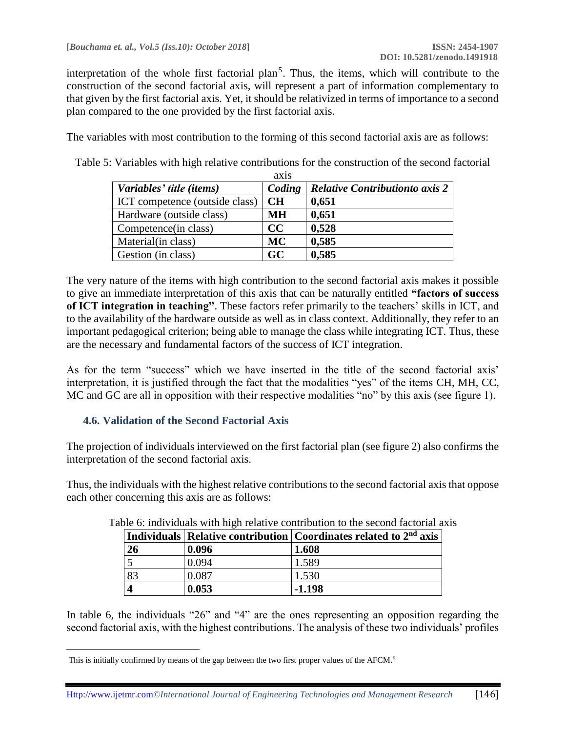interpretation of the whole first factorial plan[5]. Thus, the items, which will contribute to the construction of the second factorial axis, will represent a part of information complementary to that given by the first factorial axis. Yet, it should be relativized in terms of importance to a second plan compared to the one provided by the first factorial axis.

The variables with most contribution to the forming of this second factorial axis are as follows:

Table 5: Variables with high relative contributions for the construction of the second factorial axis

| *Variables' title (items)* | *Coding* | *Relative Contributionto axis 2* |
|---|---|---|
| ICT competence (outside class) | **CH** | **0,651** |
| Hardware (outside class) | **MH** | **0,651** |
| Competence(in class) | **CC** | **0,528** |
| Material(in class) | **MC** | **0,585** |
| Gestion (in class) | **GC** | **0,585** |

The very nature of the items with high contribution to the second factorial axis makes it possible to give an immediate interpretation of this axis that can be naturally entitled **"factors of success of ICT integration in teaching"**. These factors refer primarily to the teachers' skills in ICT, and to the availability of the hardware outside as well as in class context. Additionally, they refer to an important pedagogical criterion; being able to manage the class while integrating ICT. Thus, these are the necessary and fundamental factors of the success of ICT integration.

As for the term "success" which we have inserted in the title of the second factorial axis' interpretation, it is justified through the fact that the modalities "yes" of the items CH, MH, CC, MC and GC are all in opposition with their respective modalities "no" by this axis (see figure 1).

### 4.6. Validation of the Second Factorial Axis

The projection of individuals interviewed on the first factorial plan (see figure 2) also confirms the interpretation of the second factorial axis.

Thus, the individuals with the highest relative contributions to the second factorial axis that oppose each other concerning this axis are as follows:

Table 6: individuals with high relative contribution to the second factorial axis

| **Individuals** | **Relative contribution** | **Coordinates related to 2nd axis** |
|---|---|---|
| **26** | **0.096** | **1.608** |
| 5 | 0.094 | 1.589 |
| 83 | 0.087 | 1.530 |
| **4** | **0.053** | **-1.198** |

In table 6, the individuals "26" and "4" are the ones representing an opposition regarding the second factorial axis, with the highest contributions. The analysis of these two individuals' profiles

[5] This is initially confirmed by means of the gap between the two first proper values of the AFCM.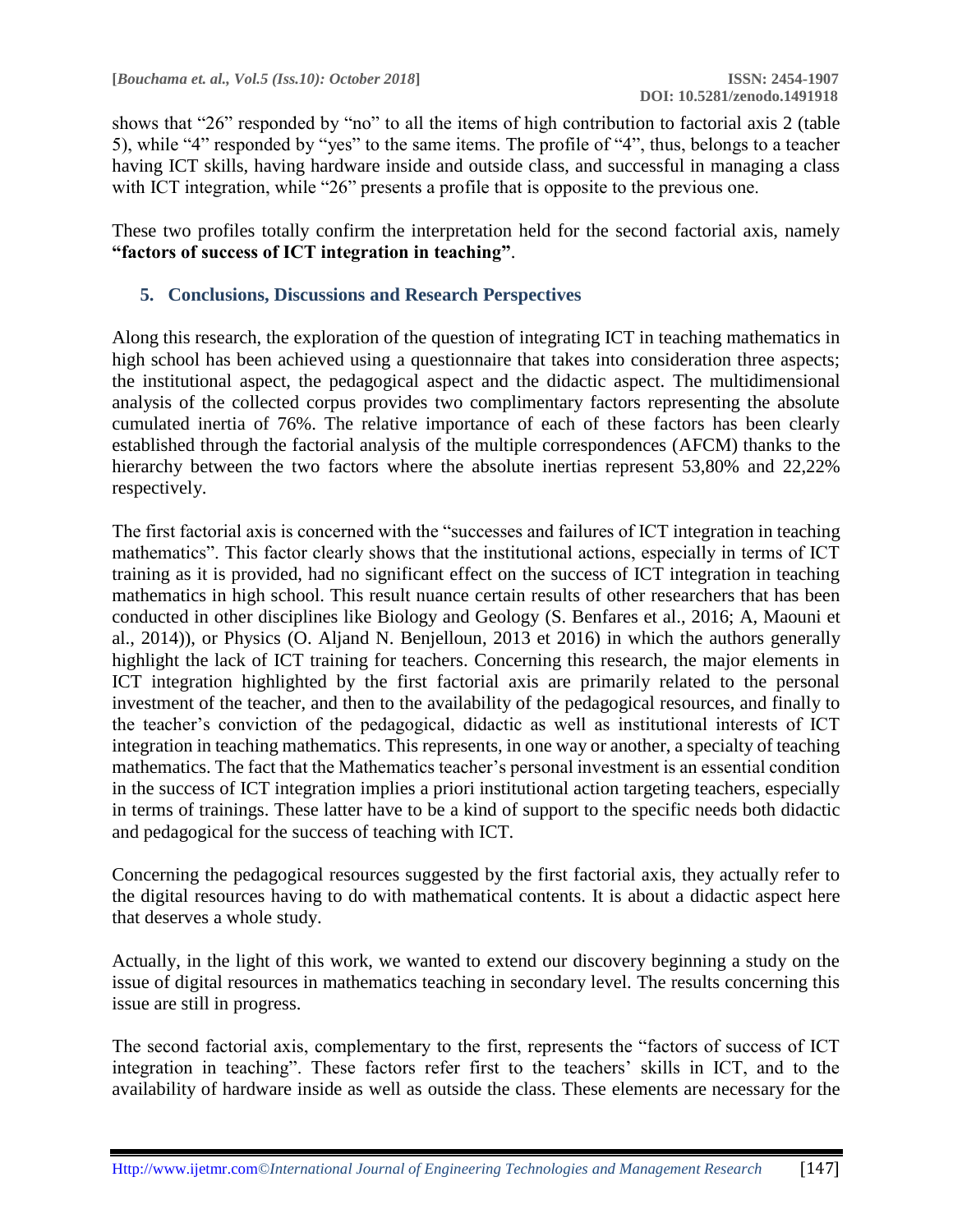shows that "26" responded by "no" to all the items of high contribution to factorial axis 2 (table 5), while "4" responded by "yes" to the same items. The profile of "4", thus, belongs to a teacher having ICT skills, having hardware inside and outside class, and successful in managing a class with ICT integration, while "26" presents a profile that is opposite to the previous one.

These two profiles totally confirm the interpretation held for the second factorial axis, namely **"factors of success of ICT integration in teaching"**.

## 5. Conclusions, Discussions and Research Perspectives

Along this research, the exploration of the question of integrating ICT in teaching mathematics in high school has been achieved using a questionnaire that takes into consideration three aspects; the institutional aspect, the pedagogical aspect and the didactic aspect. The multidimensional analysis of the collected corpus provides two complimentary factors representing the absolute cumulated inertia of 76%. The relative importance of each of these factors has been clearly established through the factorial analysis of the multiple correspondences (AFCM) thanks to the hierarchy between the two factors where the absolute inertias represent 53,80% and 22,22% respectively.

The first factorial axis is concerned with the "successes and failures of ICT integration in teaching mathematics". This factor clearly shows that the institutional actions, especially in terms of ICT training as it is provided, had no significant effect on the success of ICT integration in teaching mathematics in high school. This result nuance certain results of other researchers that has been conducted in other disciplines like Biology and Geology (S. Benfares et al., 2016; A, Maouni et al., 2014)), or Physics (O. Aljand N. Benjelloun, 2013 et 2016) in which the authors generally highlight the lack of ICT training for teachers. Concerning this research, the major elements in ICT integration highlighted by the first factorial axis are primarily related to the personal investment of the teacher, and then to the availability of the pedagogical resources, and finally to the teacher's conviction of the pedagogical, didactic as well as institutional interests of ICT integration in teaching mathematics. This represents, in one way or another, a specialty of teaching mathematics. The fact that the Mathematics teacher's personal investment is an essential condition in the success of ICT integration implies a priori institutional action targeting teachers, especially in terms of trainings. These latter have to be a kind of support to the specific needs both didactic and pedagogical for the success of teaching with ICT.

Concerning the pedagogical resources suggested by the first factorial axis, they actually refer to the digital resources having to do with mathematical contents. It is about a didactic aspect here that deserves a whole study.

Actually, in the light of this work, we wanted to extend our discovery beginning a study on the issue of digital resources in mathematics teaching in secondary level. The results concerning this issue are still in progress.

The second factorial axis, complementary to the first, represents the "factors of success of ICT integration in teaching". These factors refer first to the teachers' skills in ICT, and to the availability of hardware inside as well as outside the class. These elements are necessary for the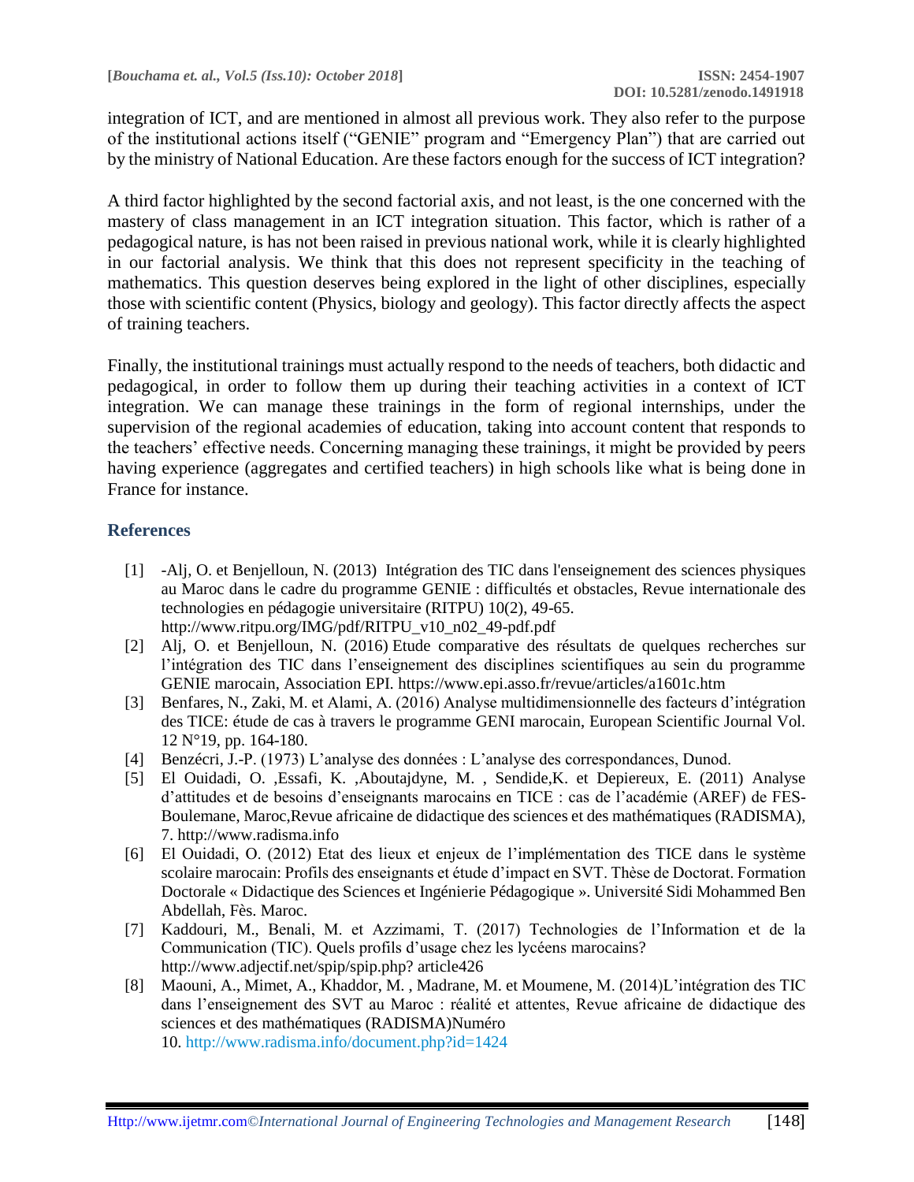integration of ICT, and are mentioned in almost all previous work. They also refer to the purpose of the institutional actions itself ("GENIE" program and "Emergency Plan") that are carried out by the ministry of National Education. Are these factors enough for the success of ICT integration?

A third factor highlighted by the second factorial axis, and not least, is the one concerned with the mastery of class management in an ICT integration situation. This factor, which is rather of a pedagogical nature, is has not been raised in previous national work, while it is clearly highlighted in our factorial analysis. We think that this does not represent specificity in the teaching of mathematics. This question deserves being explored in the light of other disciplines, especially those with scientific content (Physics, biology and geology). This factor directly affects the aspect of training teachers.

Finally, the institutional trainings must actually respond to the needs of teachers, both didactic and pedagogical, in order to follow them up during their teaching activities in a context of ICT integration. We can manage these trainings in the form of regional internships, under the supervision of the regional academies of education, taking into account content that responds to the teachers' effective needs. Concerning managing these trainings, it might be provided by peers having experience (aggregates and certified teachers) in high schools like what is being done in France for instance.

## References

[1] -Alj, O. et Benjelloun, N. (2013) Intégration des TIC dans l'enseignement des sciences physiques au Maroc dans le cadre du programme GENIE : difficultés et obstacles, Revue internationale des technologies en pédagogie universitaire (RITPU) 10(2), 49-65. http://www.ritpu.org/IMG/pdf/RITPU_v10_n02_49-pdf.pdf

[2] Alj, O. et Benjelloun, N. (2016) Etude comparative des résultats de quelques recherches sur l'intégration des TIC dans l'enseignement des disciplines scientifiques au sein du programme GENIE marocain, Association EPI. https://www.epi.asso.fr/revue/articles/a1601c.htm

[3] Benfares, N., Zaki, M. et Alami, A. (2016) Analyse multidimensionnelle des facteurs d'intégration des TICE: étude de cas à travers le programme GENI marocain, European Scientific Journal Vol. 12 N°19, pp. 164-180.

[4] Benzécri, J.-P. (1973) L'analyse des données : L'analyse des correspondances, Dunod.

[5] El Ouidadi, O. ,Essafi, K. ,Aboutajdyne, M. , Sendide,K. et Depiereux, E. (2011) Analyse d'attitudes et de besoins d'enseignants marocains en TICE : cas de l'académie (AREF) de FES-Boulemane, Maroc,Revue africaine de didactique des sciences et des mathématiques (RADISMA), 7. http://www.radisma.info

[6] El Ouidadi, O. (2012) Etat des lieux et enjeux de l'implémentation des TICE dans le système scolaire marocain: Profils des enseignants et étude d'impact en SVT. Thèse de Doctorat. Formation Doctorale « Didactique des Sciences et Ingénierie Pédagogique ». Université Sidi Mohammed Ben Abdellah, Fès. Maroc.

[7] Kaddouri, M., Benali, M. et Azzimami, T. (2017) Technologies de l'Information et de la Communication (TIC). Quels profils d'usage chez les lycéens marocains? http://www.adjectif.net/spip/spip.php? article426

[8] Maouni, A., Mimet, A., Khaddor, M. , Madrane, M. et Moumene, M. (2014)L'intégration des TIC dans l'enseignement des SVT au Maroc : réalité et attentes, Revue africaine de didactique des sciences et des mathématiques (RADISMA)Numéro 10. http://www.radisma.info/document.php?id=1424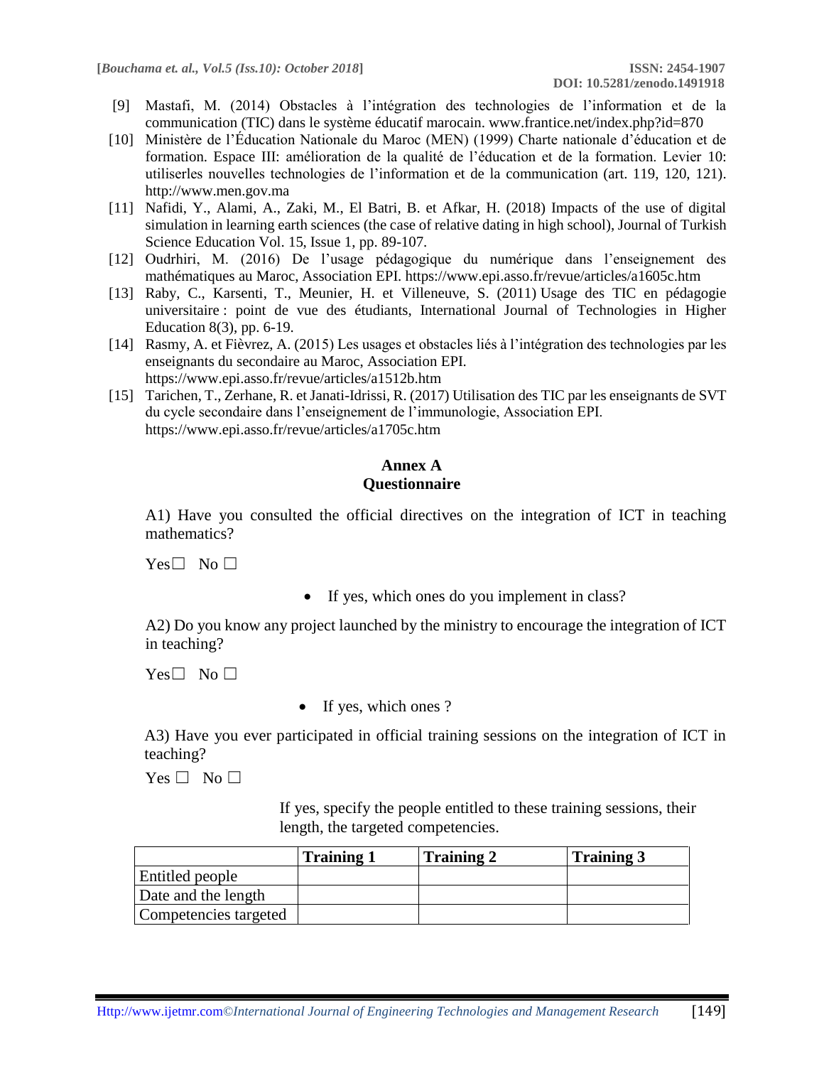[9] Mastafi, M. (2014) Obstacles à l'intégration des technologies de l'information et de la communication (TIC) dans le système éducatif marocain. www.frantice.net/index.php?id=870

[10] Ministère de l'Éducation Nationale du Maroc (MEN) (1999) Charte nationale d'éducation et de formation. Espace III: amélioration de la qualité de l'éducation et de la formation. Levier 10: utiliserles nouvelles technologies de l'information et de la communication (art. 119, 120, 121). http://www.men.gov.ma

[11] Nafidi, Y., Alami, A., Zaki, M., El Batri, B. et Afkar, H. (2018) Impacts of the use of digital simulation in learning earth sciences (the case of relative dating in high school), Journal of Turkish Science Education Vol. 15, Issue 1, pp. 89-107.

[12] Oudrhiri, M. (2016) De l'usage pédagogique du numérique dans l'enseignement des mathématiques au Maroc, Association EPI. https://www.epi.asso.fr/revue/articles/a1605c.htm

[13] Raby, C., Karsenti, T., Meunier, H. et Villeneuve, S. (2011) Usage des TIC en pédagogie universitaire : point de vue des étudiants, International Journal of Technologies in Higher Education 8(3), pp. 6-19.

[14] Rasmy, A. et Fièvrez, A. (2015) Les usages et obstacles liés à l'intégration des technologies par les enseignants du secondaire au Maroc, Association EPI. https://www.epi.asso.fr/revue/articles/a1512b.htm

[15] Tarichen, T., Zerhane, R. et Janati-Idrissi, R. (2017) Utilisation des TIC par les enseignants de SVT du cycle secondaire dans l'enseignement de l'immunologie, Association EPI. https://www.epi.asso.fr/revue/articles/a1705c.htm

## Annex A
## Questionnaire

A1) Have you consulted the official directives on the integration of ICT in teaching mathematics?

Yes☐ No ☐

- If yes, which ones do you implement in class?

A2) Do you know any project launched by the ministry to encourage the integration of ICT in teaching?

Yes☐ No ☐

- If yes, which ones ?

A3) Have you ever participated in official training sessions on the integration of ICT in teaching?

Yes ☐ No ☐

If yes, specify the people entitled to these training sessions, their length, the targeted competencies.

| | **Training 1** | **Training 2** | **Training 3** |
|---|---|---|---|
| Entitled people | | | |
| Date and the length | | | |
| Competencies targeted | | | |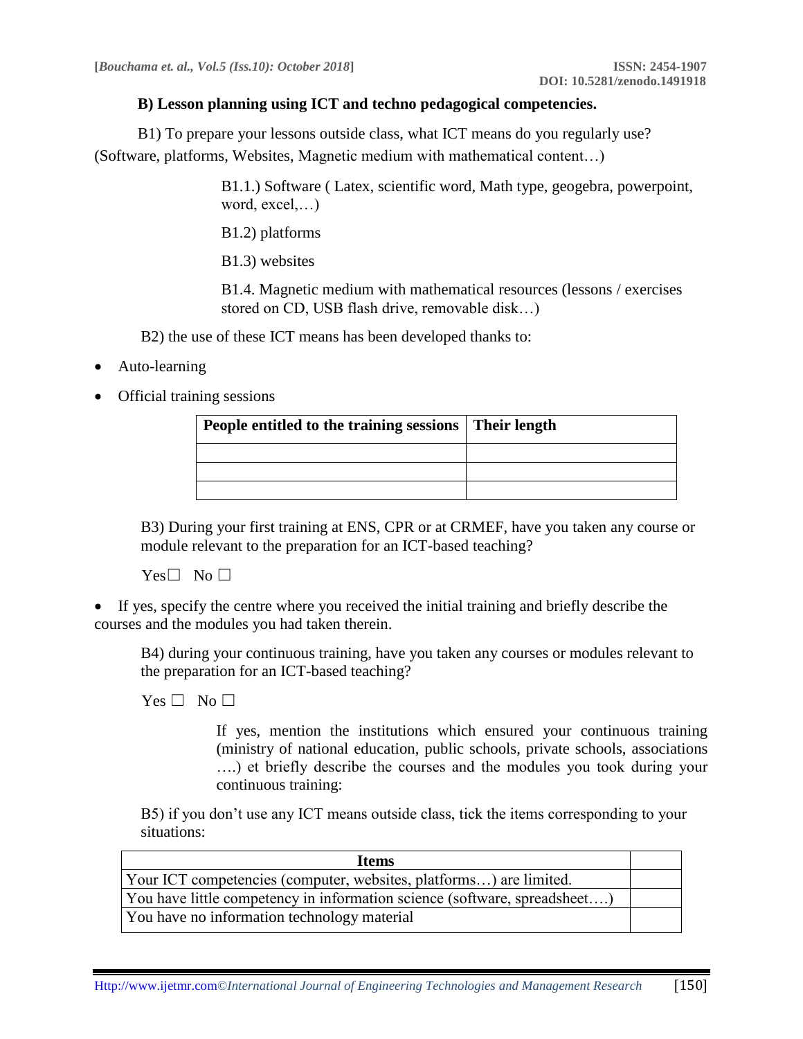**B) Lesson planning using ICT and techno pedagogical competencies.**

B1) To prepare your lessons outside class, what ICT means do you regularly use? (Software, platforms, Websites, Magnetic medium with mathematical content…)

B1.1.) Software ( Latex, scientific word, Math type, geogebra, powerpoint, word, excel,…)

B1.2) platforms

B1.3) websites

B1.4. Magnetic medium with mathematical resources (lessons / exercises stored on CD, USB flash drive, removable disk…)

B2) the use of these ICT means has been developed thanks to:

- Auto-learning
- Official training sessions

| People entitled to the training sessions | Their length |
|---|---|
| | |
| | |
| | |

B3) During your first training at ENS, CPR or at CRMEF, have you taken any course or module relevant to the preparation for an ICT-based teaching?

Yes☐ No ☐

- If yes, specify the centre where you received the initial training and briefly describe the courses and the modules you had taken therein.

B4) during your continuous training, have you taken any courses or modules relevant to the preparation for an ICT-based teaching?

Yes ☐ No ☐

If yes, mention the institutions which ensured your continuous training (ministry of national education, public schools, private schools, associations ….) et briefly describe the courses and the modules you took during your continuous training:

B5) if you don't use any ICT means outside class, tick the items corresponding to your situations:

| Items | |
|---|---|
| Your ICT competencies (computer, websites, platforms…) are limited. | |
| You have little competency in information science (software, spreadsheet….) | |
| You have no information technology material | |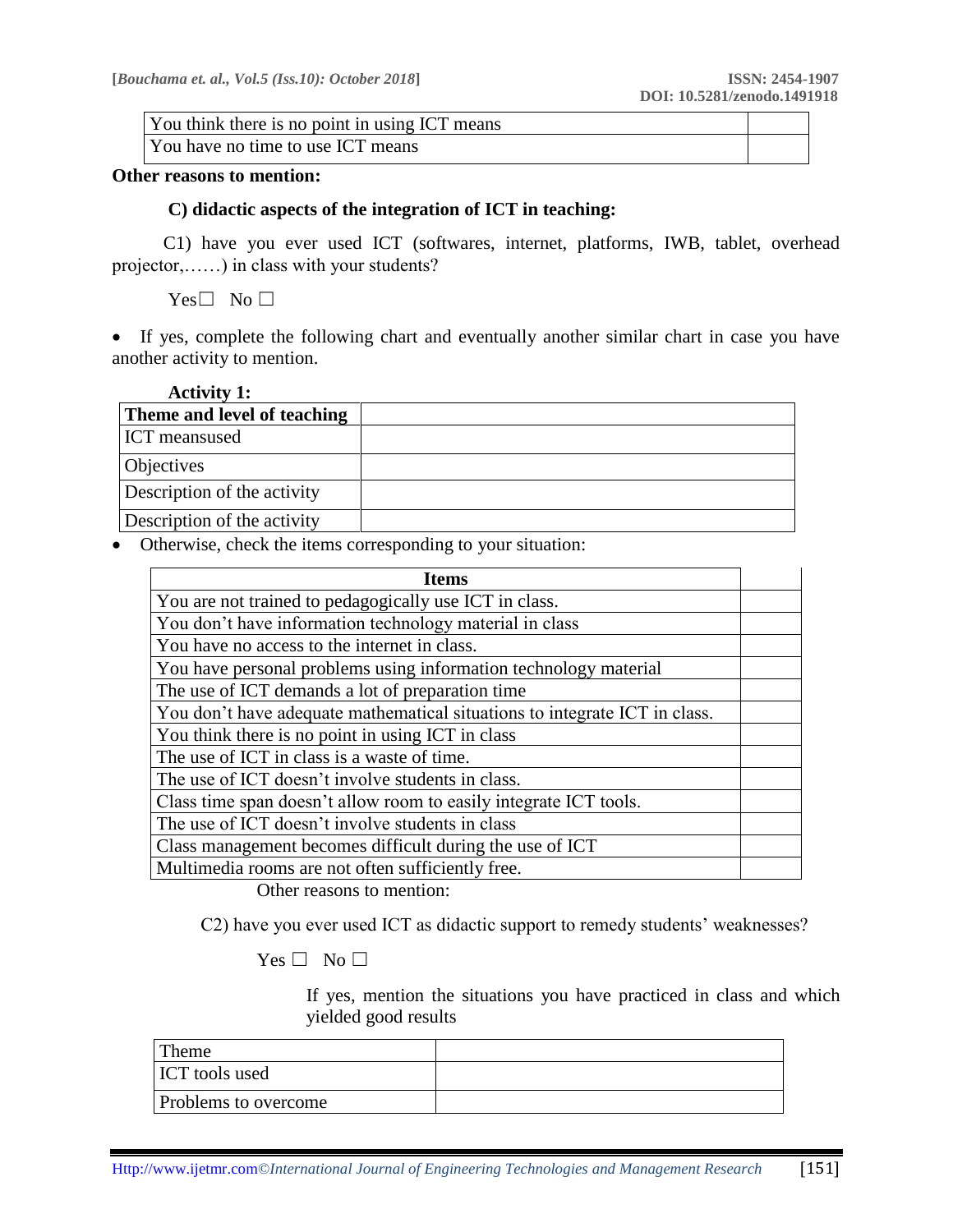| You think there is no point in using ICT means | |
|---|---|
| You have no time to use ICT means | |

**Other reasons to mention:**

**C) didactic aspects of the integration of ICT in teaching:**

C1) have you ever used ICT (softwares, internet, platforms, IWB, tablet, overhead projector,……) in class with your students?

Yes☐ No ☐

- If yes, complete the following chart and eventually another similar chart in case you have another activity to mention.

**Activity 1:**

| **Theme and level of teaching** | |
|---|---|
| ICT meansused | |
| Objectives | |
| Description of the activity | |
| Description of the activity | |

- Otherwise, check the items corresponding to your situation:

| **Items** | |
|---|---|
| You are not trained to pedagogically use ICT in class. | |
| You don't have information technology material in class | |
| You have no access to the internet in class. | |
| You have personal problems using information technology material | |
| The use of ICT demands a lot of preparation time | |
| You don't have adequate mathematical situations to integrate ICT in class. | |
| You think there is no point in using ICT in class | |
| The use of ICT in class is a waste of time. | |
| The use of ICT doesn't involve students in class. | |
| Class time span doesn't allow room to easily integrate ICT tools. | |
| The use of ICT doesn't involve students in class | |
| Class management becomes difficult during the use of ICT | |
| Multimedia rooms are not often sufficiently free. | |

Other reasons to mention:

C2) have you ever used ICT as didactic support to remedy students' weaknesses?

Yes ☐ No ☐

If yes, mention the situations you have practiced in class and which yielded good results

| Theme | |
|---|---|
| ICT tools used | |
| Problems to overcome | |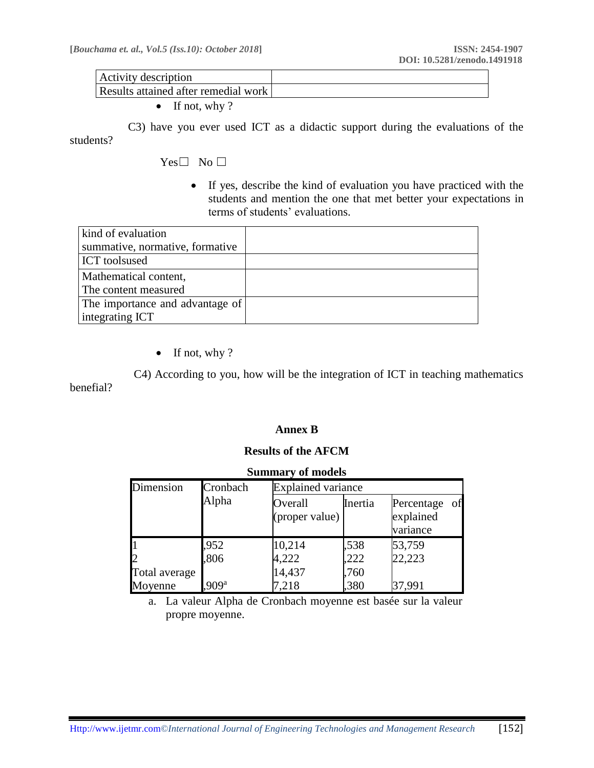| Activity description | |
|---|---|
| Results attained after remedial work | |

- If not, why ?

C3) have you ever used ICT as a didactic support during the evaluations of the students?

Yes☐ No ☐

- If yes, describe the kind of evaluation you have practiced with the students and mention the one that met better your expectations in terms of students' evaluations.

| kind of evaluation summative, normative, formative | |
|---|---|
| ICT toolsused | |
| Mathematical content, The content measured | |
| The importance and advantage of integrating ICT | |

- If not, why ?

C4) According to you, how will be the integration of ICT in teaching mathematics benefial?

## Annex B

### Results of the AFCM

**Summary of models**

| Dimension | Cronbach Alpha | Explained variance | | |
|---|---|---|---|---|
| | | Overall (proper value) | Inertia | Percentage of explained variance |
| 1 | ,952 | 10,214 | ,538 | 53,759 |
| 2 | ,806 | 4,222 | ,222 | 22,223 |
| Total average | | 14,437 | ,760 | |
| Moyenne | ,909[a] | 7,218 | ,380 | 37,991 |

a. La valeur Alpha de Cronbach moyenne est basée sur la valeur propre moyenne.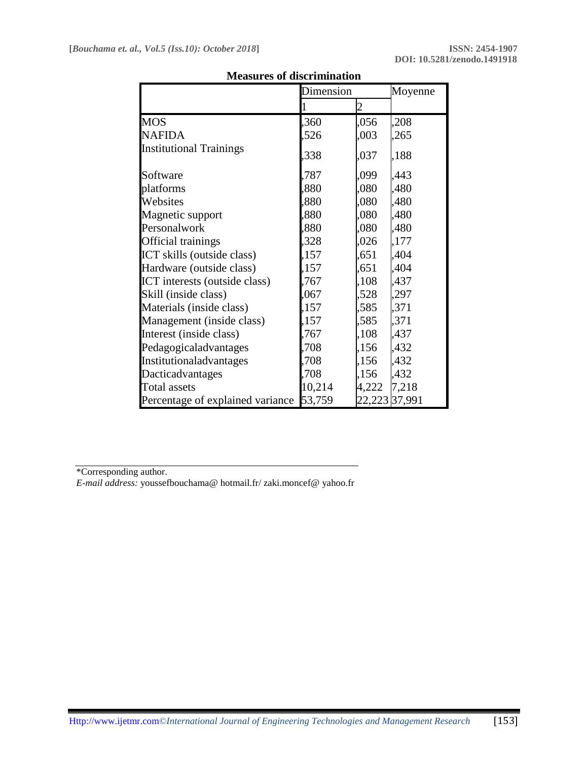**Measures of discrimination**

| | Dimension | | Moyenne |
|---|---|---|---|
| | 1 | 2 | |
| MOS | ,360 | ,056 | ,208 |
| NAFIDA | ,526 | ,003 | ,265 |
| Institutional Trainings | ,338 | ,037 | ,188 |
| Software | ,787 | ,099 | ,443 |
| platforms | ,880 | ,080 | ,480 |
| Websites | ,880 | ,080 | ,480 |
| Magnetic support | ,880 | ,080 | ,480 |
| Personalwork | ,880 | ,080 | ,480 |
| Official trainings | ,328 | ,026 | ,177 |
| ICT skills (outside class) | ,157 | ,651 | ,404 |
| Hardware (outside class) | ,157 | ,651 | ,404 |
| ICT interests (outside class) | ,767 | ,108 | ,437 |
| Skill (inside class) | ,067 | ,528 | ,297 |
| Materials (inside class) | ,157 | ,585 | ,371 |
| Management (inside class) | ,157 | ,585 | ,371 |
| Interest (inside class) | ,767 | ,108 | ,437 |
| Pedagogicaladvantages | ,708 | ,156 | ,432 |
| Institutionaladvantages | ,708 | ,156 | ,432 |
| Dacticadvantages | ,708 | ,156 | ,432 |
| Total assets | 10,214 | 4,222 | 7,218 |
| Percentage of explained variance | 53,759 | 22,223 | 37,991 |

---

*Corresponding author.

*E-mail address:* youssefbouchama@ hotmail.fr/ zaki.moncef@ yahoo.fr